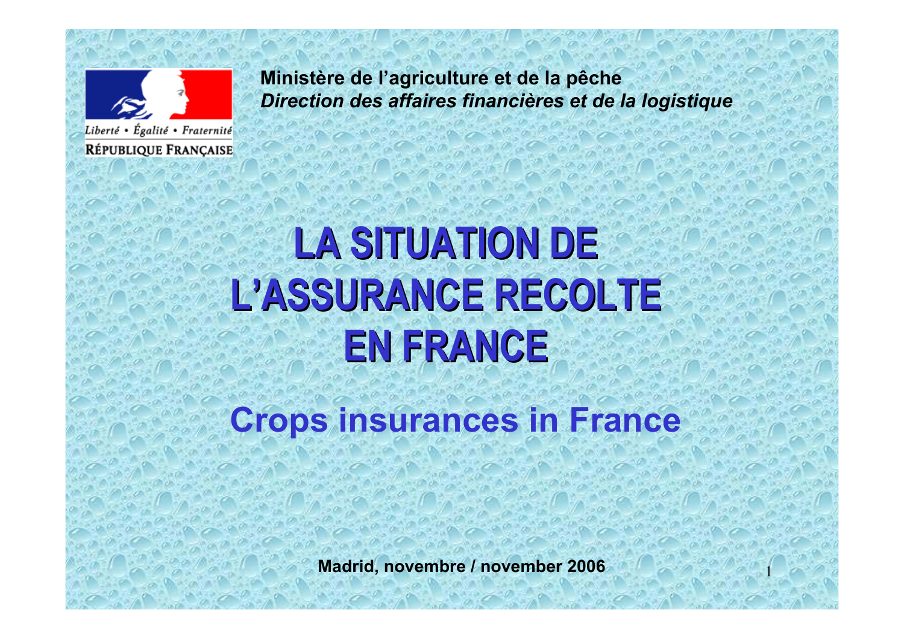Liberté • Égalité • Fraternité

RÉPUBLIQUE FRANÇAISE

**Ministère de l'agriculture et de la pêche**

***Direction des affaires financières et de la logistique***

# LA SITUATION DE L'ASSURANCE RECOLTE EN FRANCE

## Crops insurances in France

**Madrid, novembre / november 2006**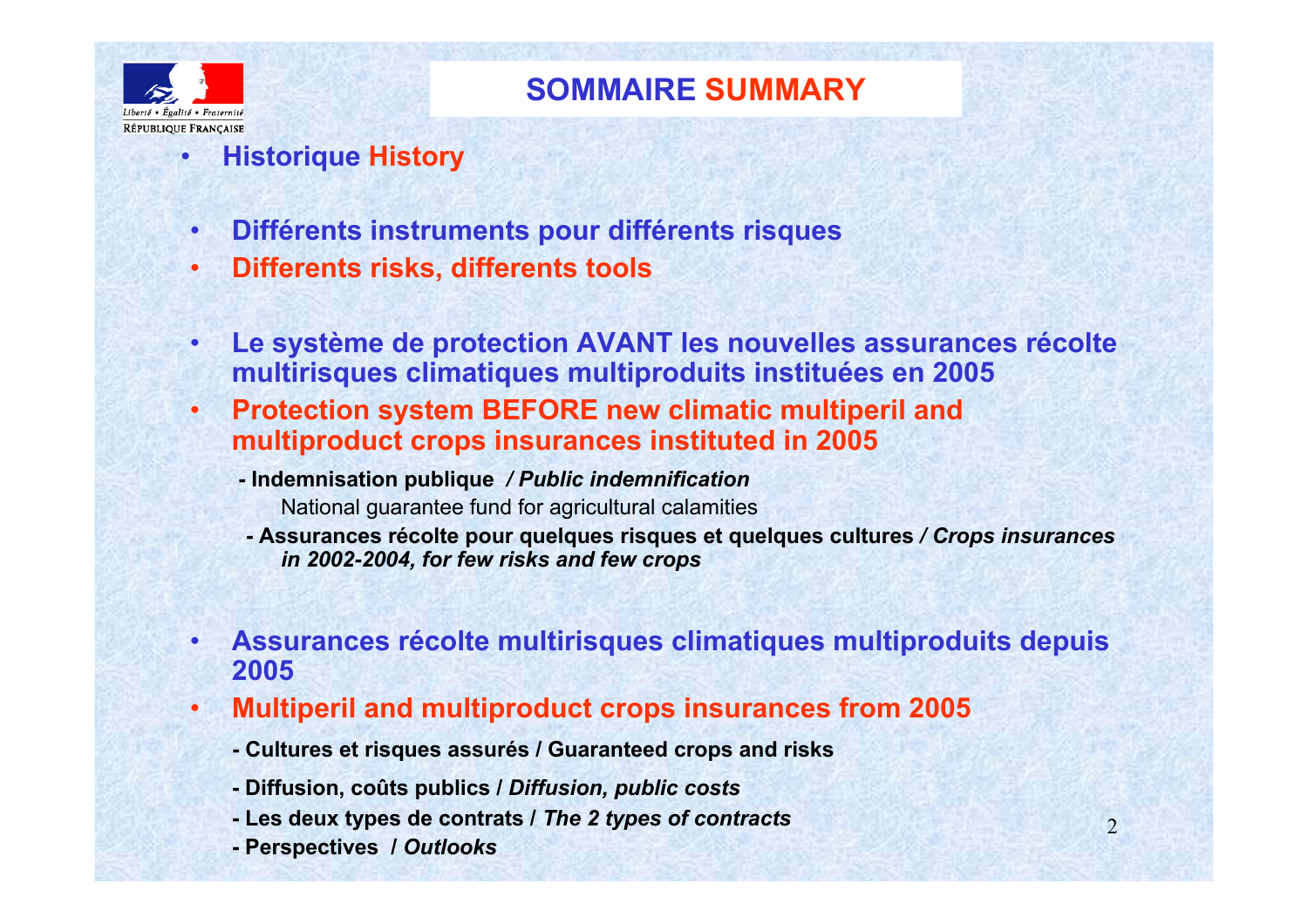# SOMMAIRE SUMMARY

- **Historique History**

- **Différents instruments pour différents risques**
- **Differents risks, differents tools**

- **Le système de protection AVANT les nouvelles assurances récolte multirisques climatiques multiproduits instituées en 2005**
- **Protection system BEFORE new climatic multiperil and multiproduct crops insurances instituted in 2005**
  - **- Indemnisation publique** ***/ Public indemnification***
    National guarantee fund for agricultural calamities
  - **- Assurances récolte pour quelques risques et quelques cultures** ***/ Crops insurances in 2002-2004, for few risks and few crops***

- **Assurances récolte multirisques climatiques multiproduits depuis 2005**
- **Multiperil and multiproduct crops insurances from 2005**
  - **- Cultures et risques assurés / Guaranteed crops and risks**
  - **- Diffusion, coûts publics /** ***Diffusion, public costs***
  - **- Les deux types de contrats /** ***The 2 types of contracts***
  - **- Perspectives /** ***Outlooks***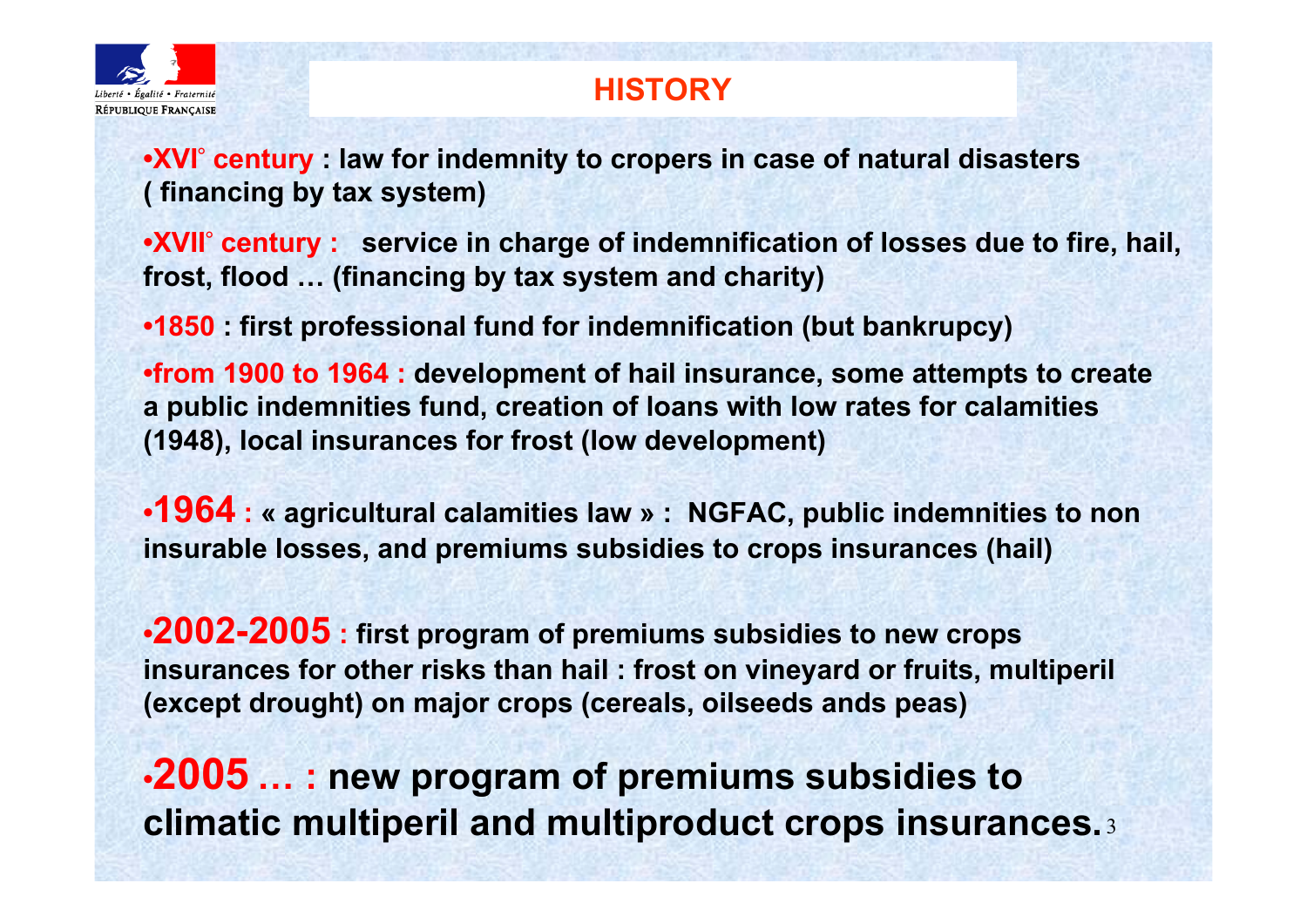## HISTORY

- **XVI° century : law for indemnity to cropers in case of natural disasters ( financing by tax system)**
- **XVII° century : service in charge of indemnification of losses due to fire, hail, frost, flood … (financing by tax system and charity)**
- **1850 : first professional fund for indemnification (but bankrupcy)**
- **from 1900 to 1964 : development of hail insurance, some attempts to create a public indemnities fund, creation of loans with low rates for calamities (1948), local insurances for frost (low development)**
- **1964 : « agricultural calamities law » : NGFAC, public indemnities to non insurable losses, and premiums subsidies to crops insurances (hail)**
- **2002-2005 : first program of premiums subsidies to new crops insurances for other risks than hail : frost on vineyard or fruits, multiperil (except drought) on major crops (cereals, oilseeds ands peas)**
- **2005 … : new program of premiums subsidies to climatic multiperil and multiproduct crops insurances.**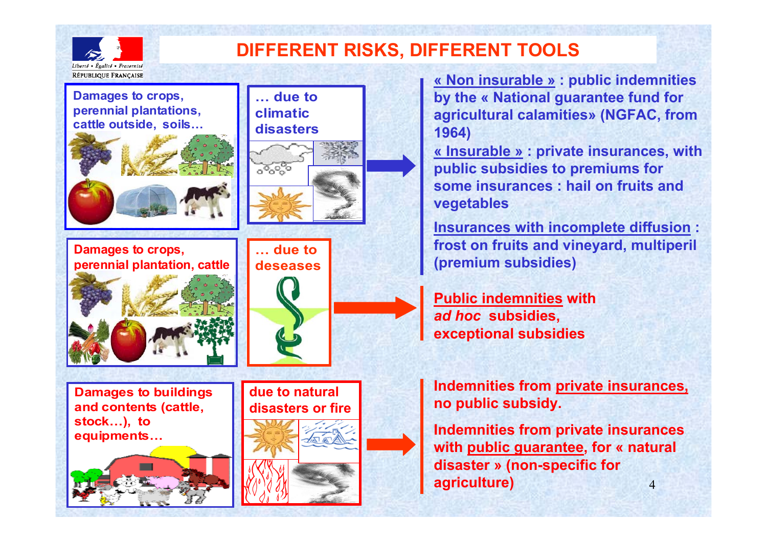# DIFFERENT RISKS, DIFFERENT TOOLS

**Damages to crops, perennial plantations, cattle outside, soils…**

**… due to climatic disasters**

**« Non insurable » : public indemnities by the « National guarantee fund for agricultural calamities» (NGFAC, from 1964)**

**« Insurable » : private insurances, with public subsidies to premiums for some insurances : hail on fruits and vegetables**

**Insurances with incomplete diffusion : frost on fruits and vineyard, multiperil (premium subsidies)**

**Damages to crops, perennial plantation, cattle**

**… due to deseases**

**Public indemnities with *ad hoc* subsidies, exceptional subsidies**

**Damages to buildings and contents (cattle, stock…), to equipments…**

**due to natural disasters or fire**

**Indemnities from private insurances, no public subsidy.**

**Indemnities from private insurances with public guarantee, for « natural disaster » (non-specific for agriculture)**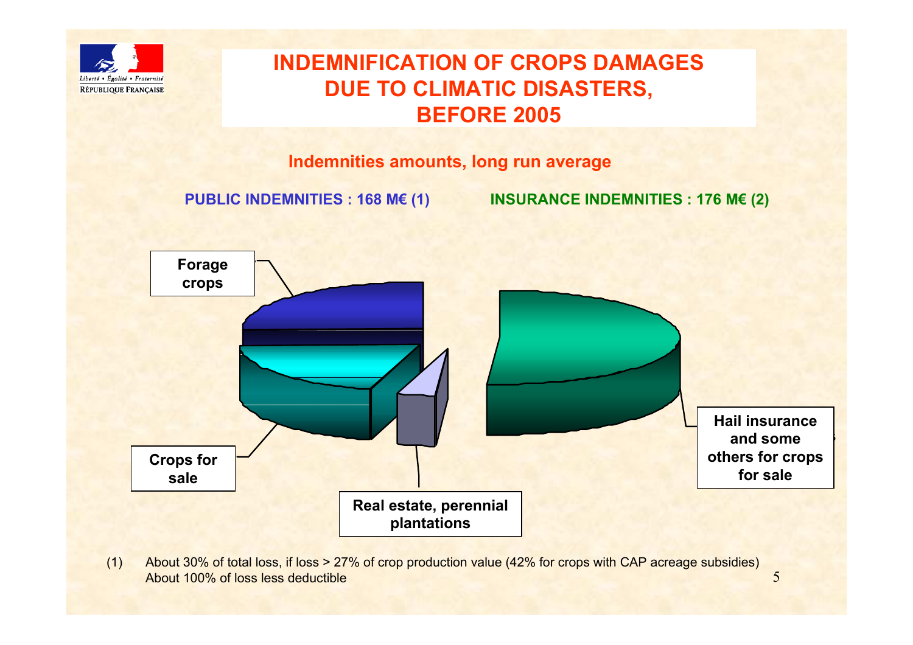# INDEMNIFICATION OF CROPS DAMAGES DUE TO CLIMATIC DISASTERS, BEFORE 2005

## Indemnities amounts, long run average

**PUBLIC INDEMNITIES : 168 M€ (1)**

**INSURANCE INDEMNITIES : 176 M€ (2)**

**Forage crops**

**Crops for sale**

**Real estate, perennial plantations**

**Hail insurance and some others for crops for sale**

(1) About 30% of total loss, if loss > 27% of crop production value (42% for crops with CAP acreage subsidies)
About 100% of loss less deductible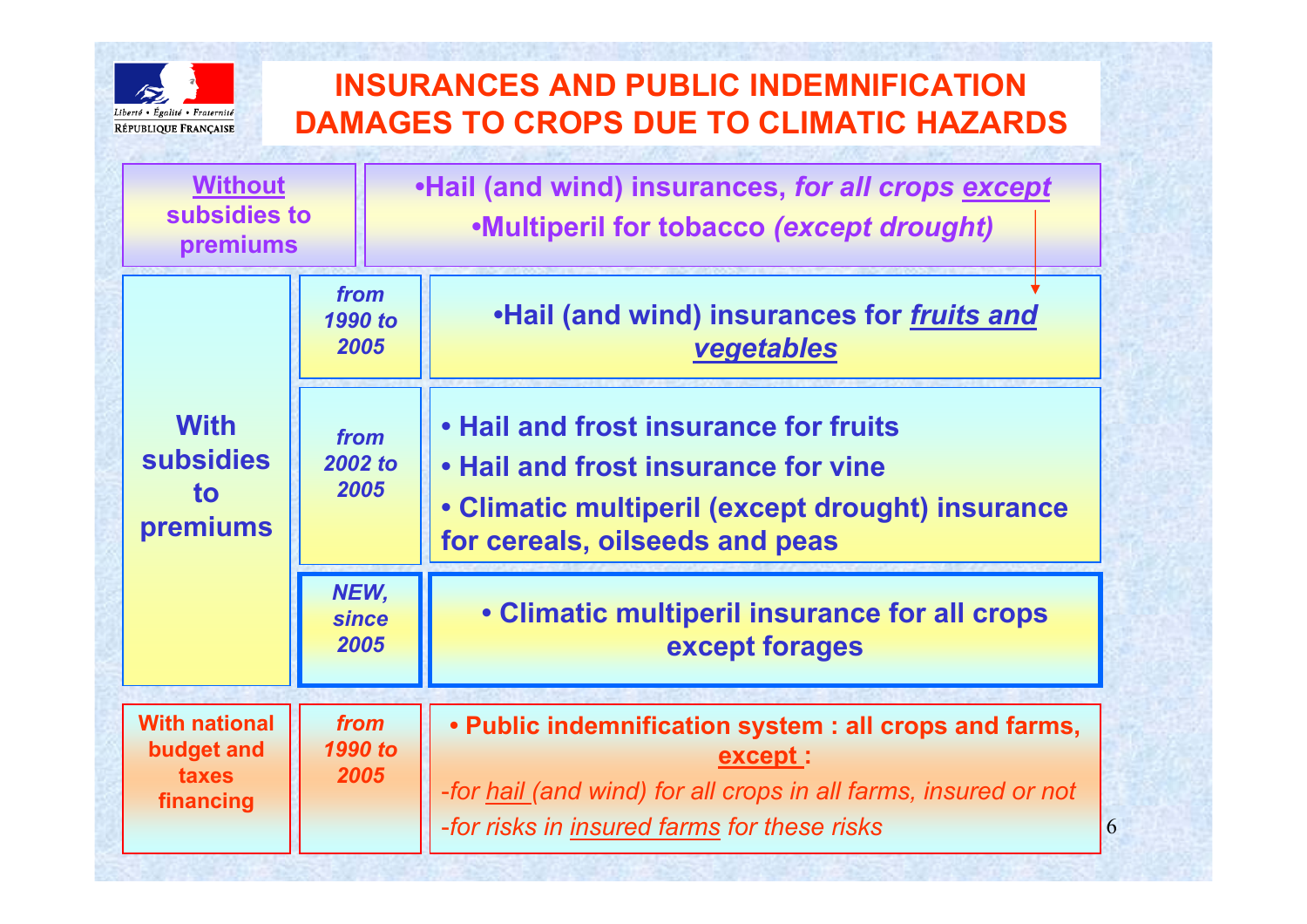# INSURANCES AND PUBLIC INDEMNIFICATION DAMAGES TO CROPS DUE TO CLIMATIC HAZARDS

| | | |
|---|---|---|
| **<u>Without</u> subsidies to premiums** | | •**Hail (and wind) insurances, *for all crops <u>except</u>*** <br> •**Multiperil for tobacco *(except drought)*** |
| **With subsidies to premiums** | *from 1990 to 2005* | •**Hail (and wind) insurances for *<u>fruits and vegetables</u>*** |
| | *from 2002 to 2005* | • **Hail and frost insurance for fruits** <br> • **Hail and frost insurance for vine** <br> • **Climatic multiperil (except drought) insurance for cereals, oilseeds and peas** |
| | *NEW, since 2005* | • **Climatic multiperil insurance for all crops except forages** |
| **With national budget and taxes financing** | *from 1990 to 2005* | • **Public indemnification system : all crops and farms, <u>except</u> :** <br> *-for <u>hail</u> (and wind) for all crops in all farms, insured or not* <br> *-for risks in <u>insured farms</u> for these risks* |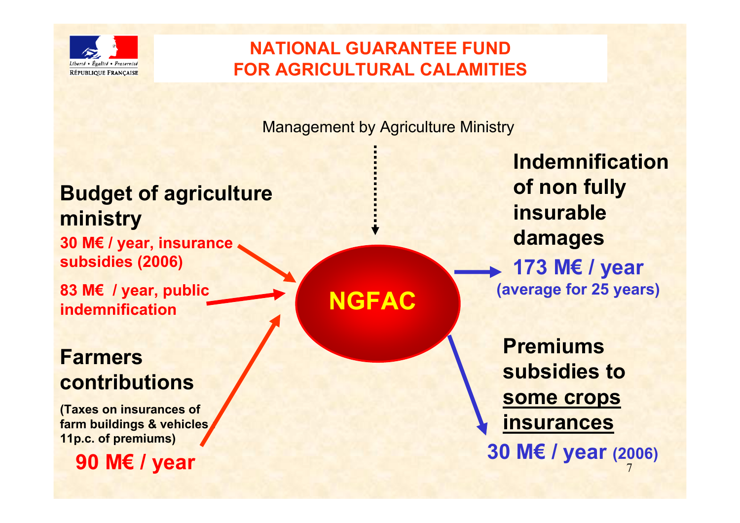# NATIONAL GUARANTEE FUND FOR AGRICULTURAL CALAMITIES

Management by Agriculture Ministry

**Budget of agriculture ministry**

**30 M€ / year, insurance subsidies (2006)**

**83 M€ / year, public indemnification**

**Farmers contributions**

**(Taxes on insurances of farm buildings & vehicles 11p.c. of premiums)**

**90 M€ / year**

**NGFAC**

**Indemnification of non fully insurable damages**

**173 M€ / year (average for 25 years)**

**Premiums subsidies to <u>some crops insurances</u>**

**30 M€ / year (2006)**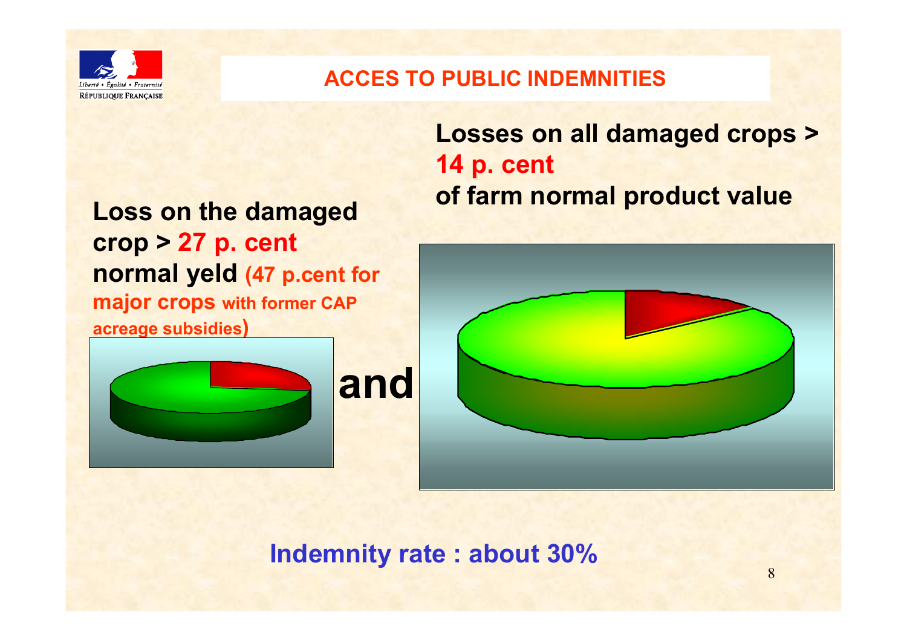## ACCES TO PUBLIC INDEMNITIES

**Loss on the damaged crop > 27 p. cent normal yeld (47 p.cent for major crops with former CAP acreage subsidies)**

**and**

**Losses on all damaged crops > 14 p. cent of farm normal product value**

**Indemnity rate : about 30%**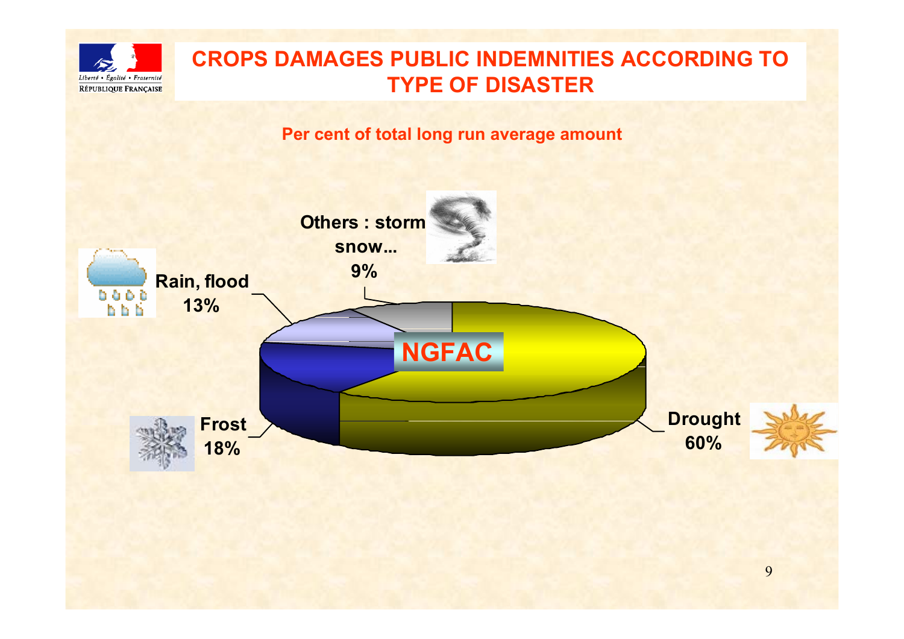# CROPS DAMAGES PUBLIC INDEMNITIES ACCORDING TO TYPE OF DISASTER

**Per cent of total long run average amount**

NGFAC

| Type of disaster | Per cent |
|---|---|
| Drought | 60% |
| Frost | 18% |
| Rain, flood | 13% |
| Others : storm snow... | 9% |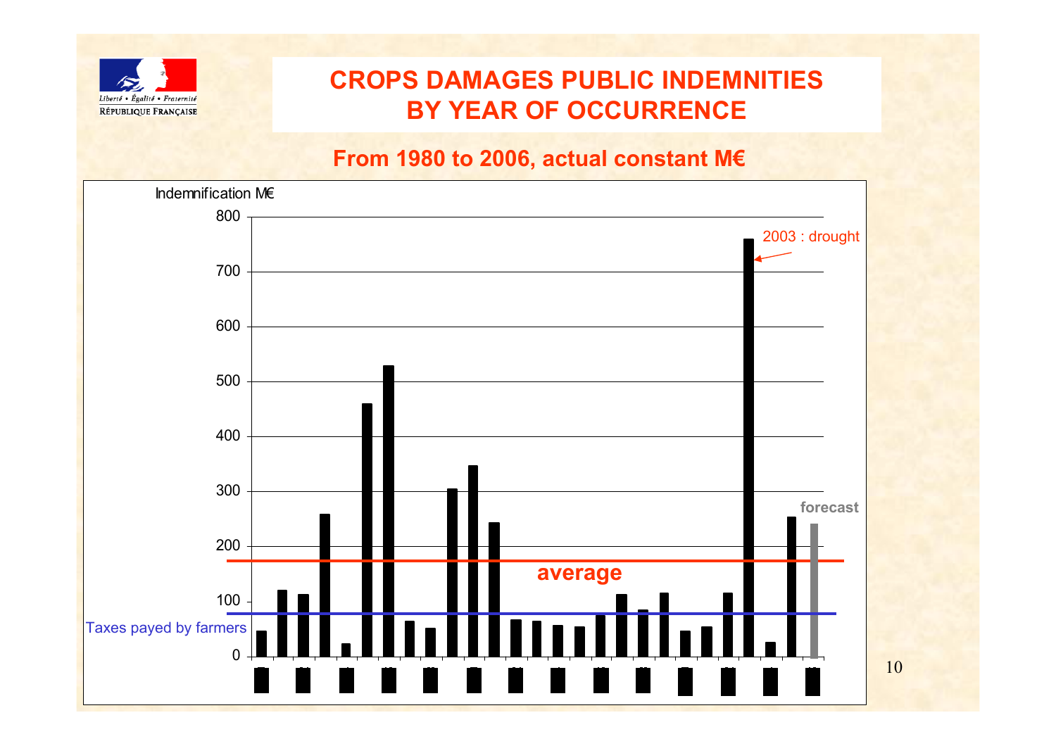# CROPS DAMAGES PUBLIC INDEMNITIES BY YEAR OF OCCURRENCE

## From 1980 to 2006, actual constant M€

Indemnification M€

800
700
600
500
400
300
200
100
0

2003 : drought

forecast

average

Taxes payed by farmers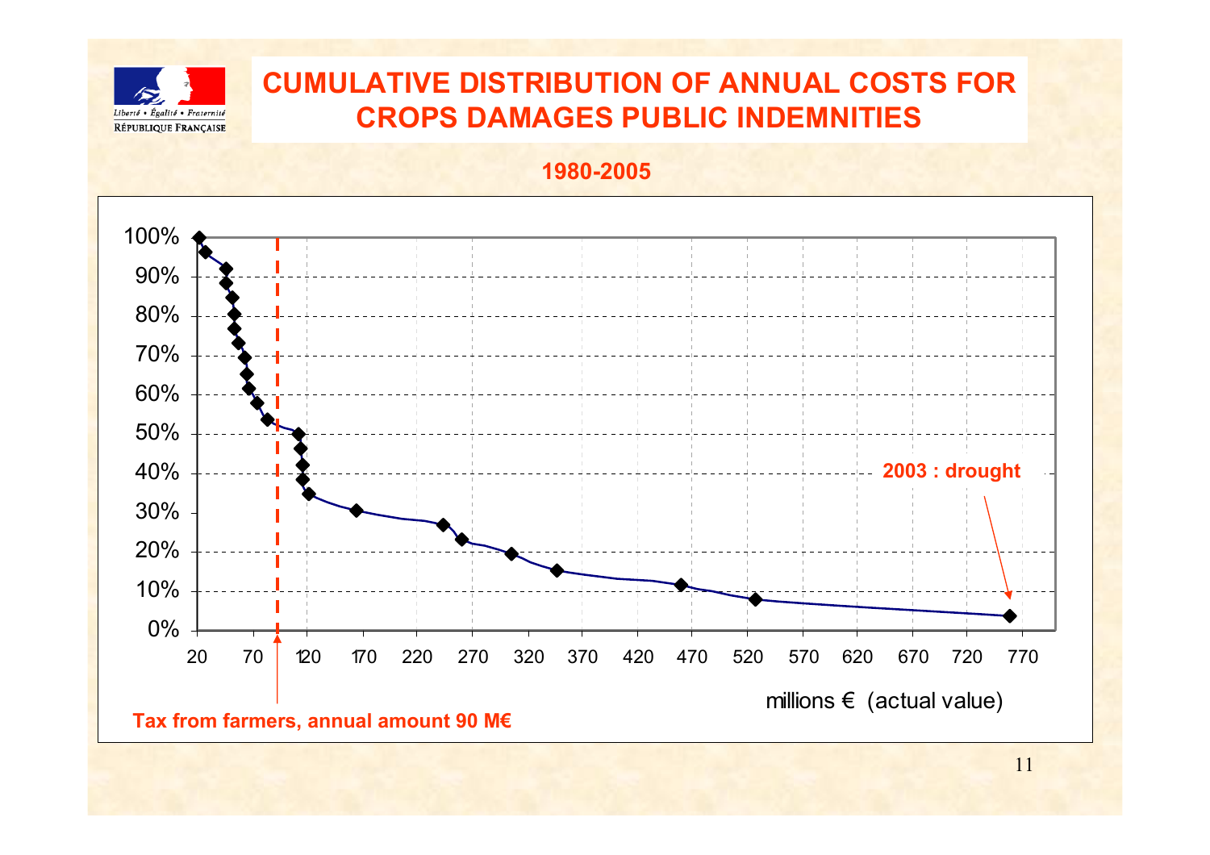# CUMULATIVE DISTRIBUTION OF ANNUAL COSTS FOR CROPS DAMAGES PUBLIC INDEMNITIES

**1980-2005**

100%
90%
80%
70%
60%
50%
40%
30%
20%
10%
0%

20 70 120 170 220 270 320 370 420 470 520 570 620 670 720 770

millions € (actual value)

**2003 : drought**

**Tax from farmers, annual amount 90 M€**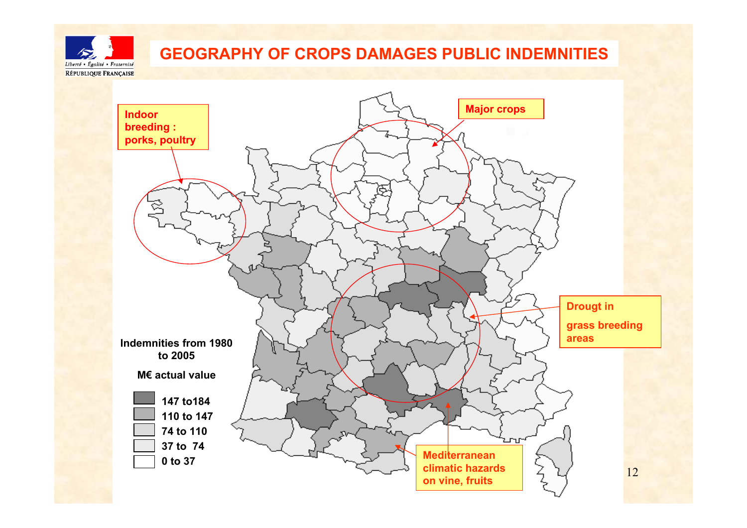# GEOGRAPHY OF CROPS DAMAGES PUBLIC INDEMNITIES

**Indoor breeding : porks, poultry**

**Major crops**

**Drougt in grass breeding areas**

**Mediterranean climatic hazards on vine, fruits**

**Indemnities from 1980 to 2005**

**M€ actual value**

- 147 to184
- 110 to 147
- 74 to 110
- 37 to 74
- 0 to 37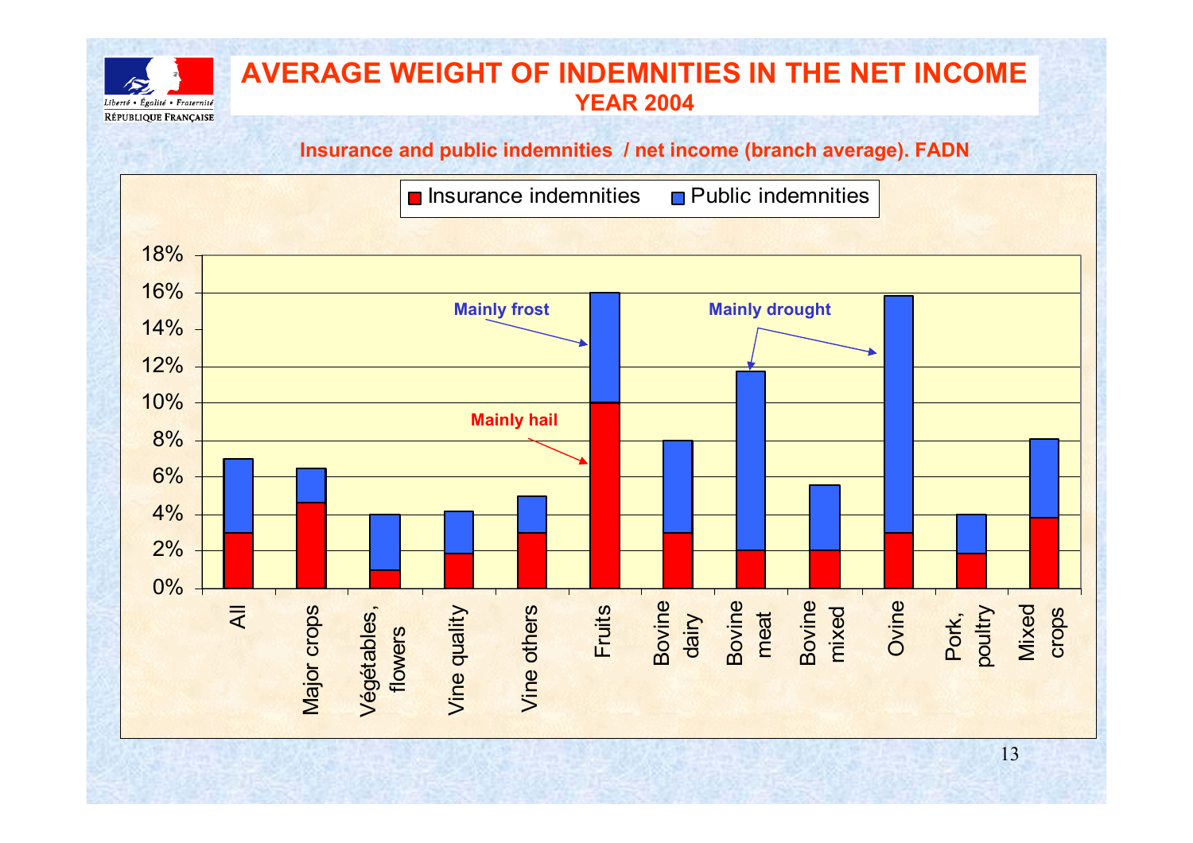# AVERAGE WEIGHT OF INDEMNITIES IN THE NET INCOME

## YEAR 2004

**Insurance and public indemnities / net income (branch average). FADN**

Legend: Insurance indemnities; Public indemnities

| Branch | Insurance indemnities | Public indemnities | Total |
|---|---|---|---|
| All | 3% | 4% | 7% |
| Major crops | 4.6% | 1.9% | 6.5% |
| Végétables, flowers | 1% | 3% | 4% |
| Vine quality | 1.9% | 2.3% | 4.2% |
| Vine others | 3% | 2% | 5% |
| Fruits | 10% | 6% | 16% |
| Bovine dairy | 3% | 5% | 8% |
| Bovine meat | 2% | 9.7% | 11.7% |
| Bovine mixed | 2% | 3.6% | 5.6% |
| Ovine | 3% | 12.8% | 15.8% |
| Pork, poultry | 1.9% | 2.1% | 4% |
| Mixed crops | 3.8% | 4.3% | 8.1% |

Annotations: Fruits – Mainly hail (insurance), Mainly frost (public); Bovine meat and Ovine – Mainly drought.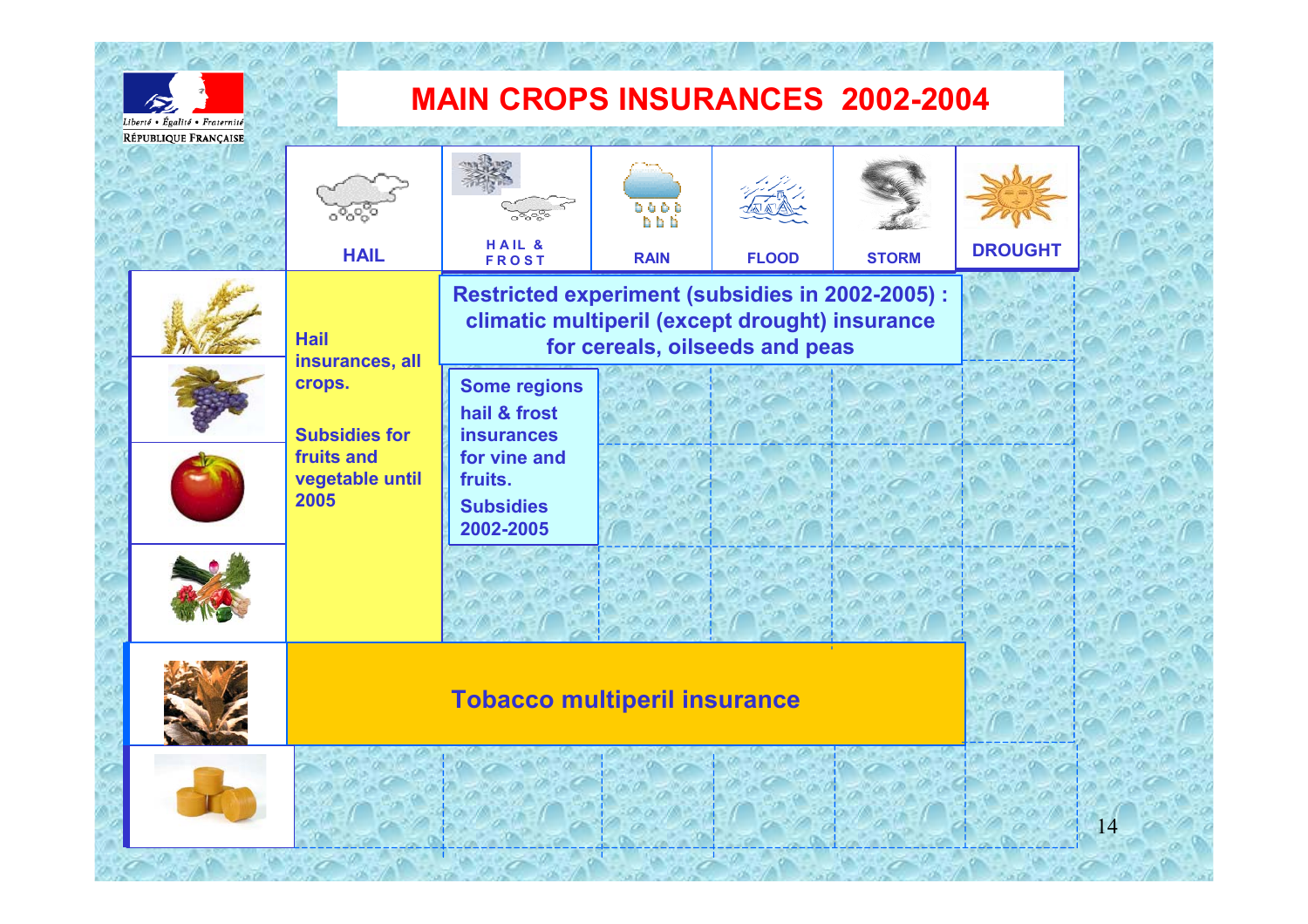# MAIN CROPS INSURANCES 2002-2004

| | HAIL | HAIL & FROST | RAIN | FLOOD | STORM | DROUGHT |
|---|---|---|---|---|---|---|
| Cereals, oilseeds and peas | Hail insurances, all crops. Subsidies for fruits and vegetable until 2005 | Restricted experiment (subsidies in 2002-2005) : climatic multiperil (except drought) insurance for cereals, oilseeds and peas | | | | |
| Vine | | Some regions hail & frost insurances for vine and fruits. Subsidies 2002-2005 | | | | |
| Fruits | | | | | | |
| Vegetables | | | | | | |
| Tobacco | Tobacco multiperil insurance | | | | | |
| Fodder | | | | | | |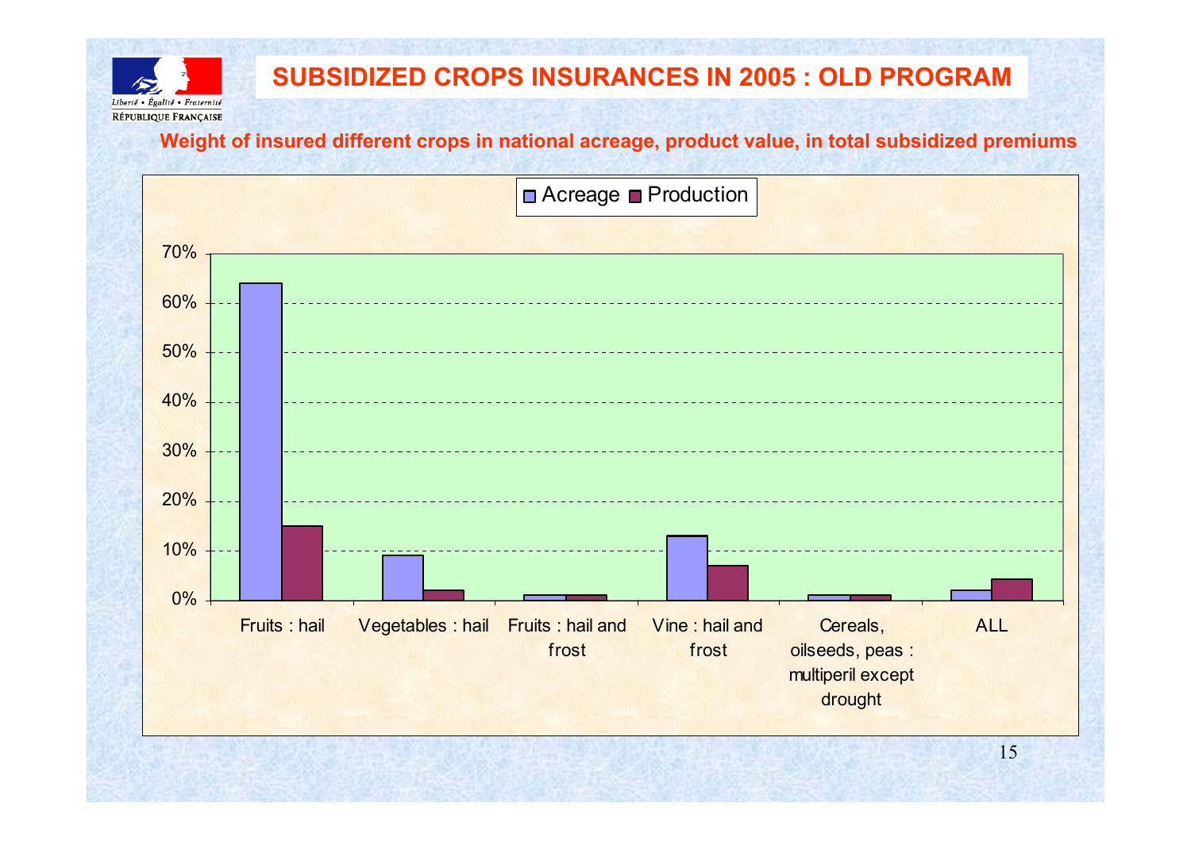# SUBSIDIZED CROPS INSURANCES IN 2005 : OLD PROGRAM

**Weight of insured different crops in national acreage, product value, in total subsidized premiums**

Acreage ■ Production

70%
60%
50%
40%
30%
20%
10%
0%

Fruits : hail | Vegetables : hail | Fruits : hail and frost | Vine : hail and frost | Cereals, oilseeds, peas : multiperil except drought | ALL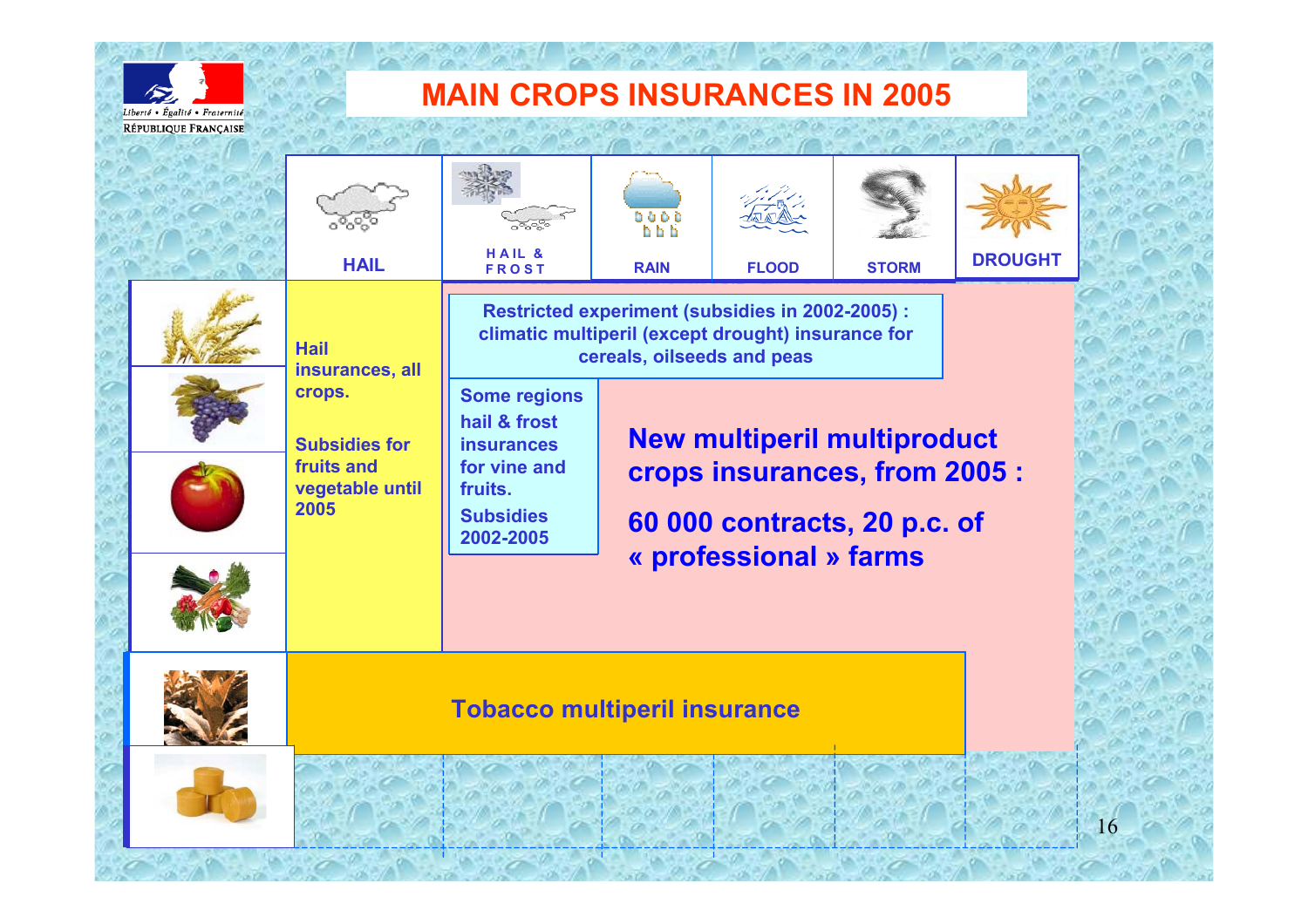# MAIN CROPS INSURANCES IN 2005

| | HAIL | HAIL & FROST | RAIN | FLOOD | STORM | DROUGHT |
|---|---|---|---|---|---|---|

**Hail insurances, all crops.**

**Subsidies for fruits and vegetable until 2005**

**Restricted experiment (subsidies in 2002-2005) : climatic multiperil (except drought) insurance for cereals, oilseeds and peas**

**Some regions hail & frost insurances for vine and fruits.**

**Subsidies 2002-2005**

**New multiperil multiproduct crops insurances, from 2005 :**

**60 000 contracts, 20 p.c. of « professional » farms**

**Tobacco multiperil insurance**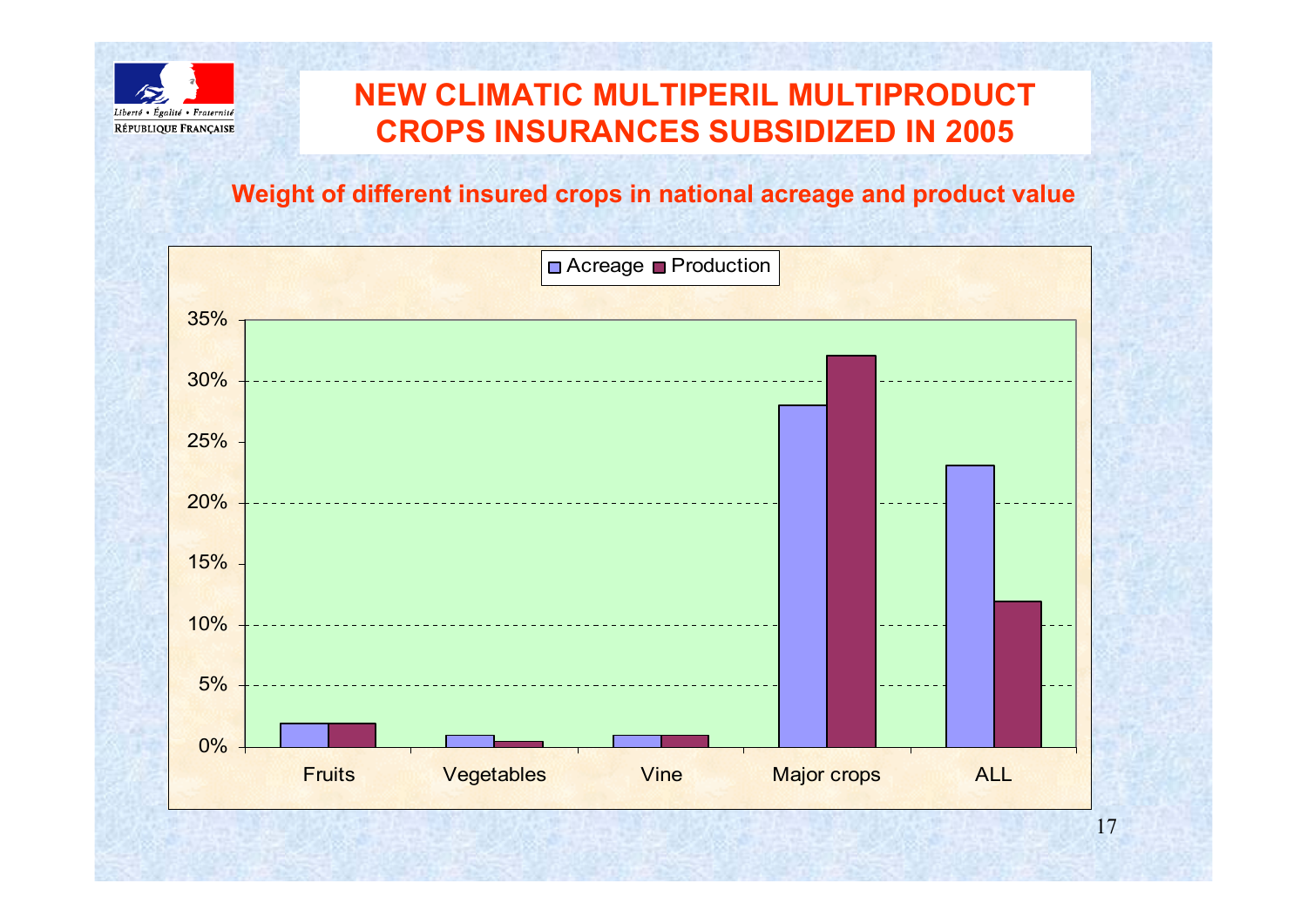# NEW CLIMATIC MULTIPERIL MULTIPRODUCT CROPS INSURANCES SUBSIDIZED IN 2005

**Weight of different insured crops in national acreage and product value**

| | Acreage | Production |
|---|---|---|
| Fruits | 2% | 2% |
| Vegetables | 1% | 0.5% |
| Vine | 1% | 1% |
| Major crops | 28% | 32% |
| ALL | 23% | 12% |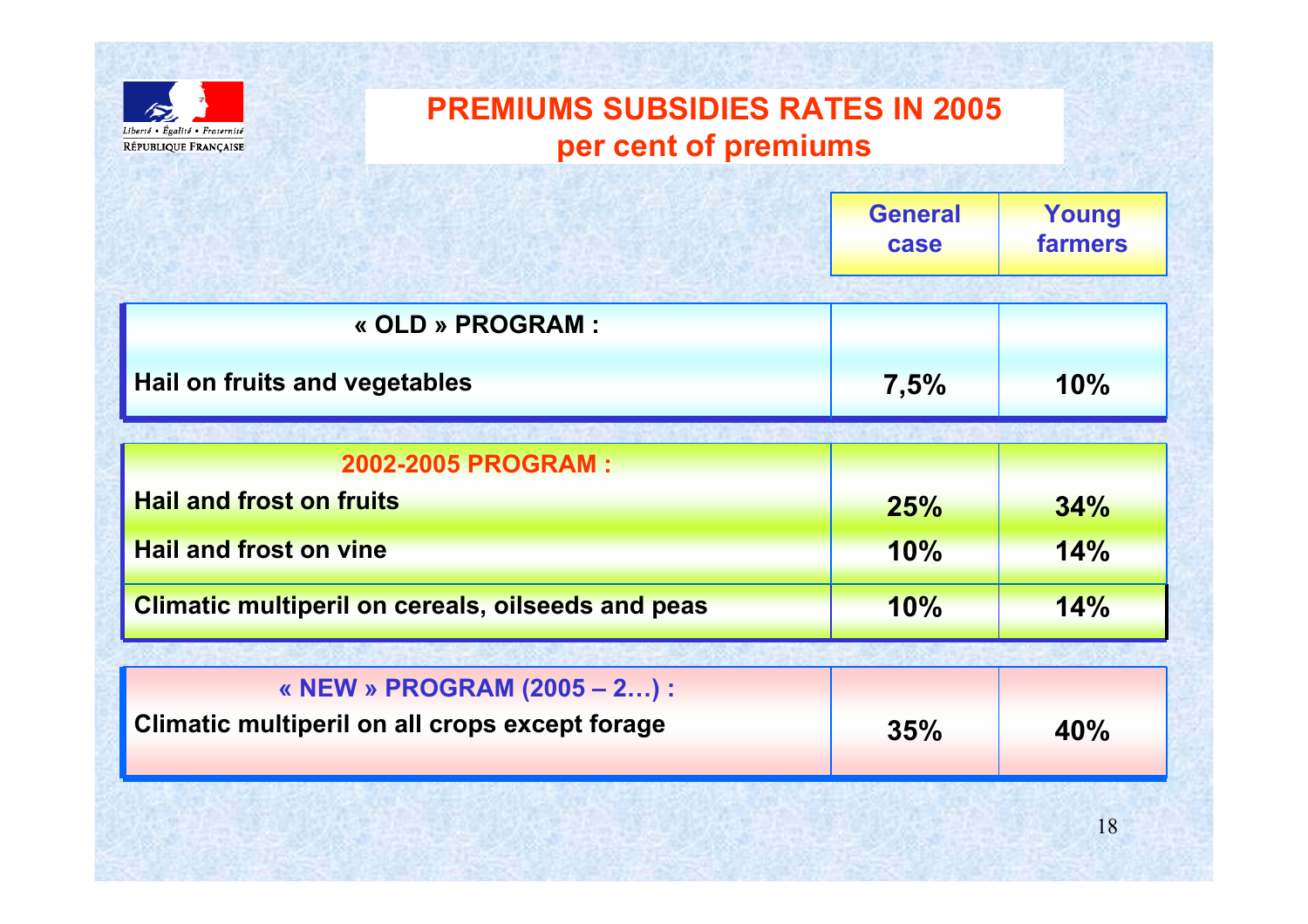# PREMIUMS SUBSIDIES RATES IN 2005
## per cent of premiums

| | General case | Young farmers |
|---|---|---|
| **« OLD » PROGRAM :** | | |
| Hail on fruits and vegetables | 7,5% | 10% |
| **2002-2005 PROGRAM :** | | |
| Hail and frost on fruits | 25% | 34% |
| Hail and frost on vine | 10% | 14% |
| Climatic multiperil on cereals, oilseeds and peas | 10% | 14% |
| **« NEW » PROGRAM (2005 – 2…) :** | | |
| Climatic multiperil on all crops except forage | 35% | 40% |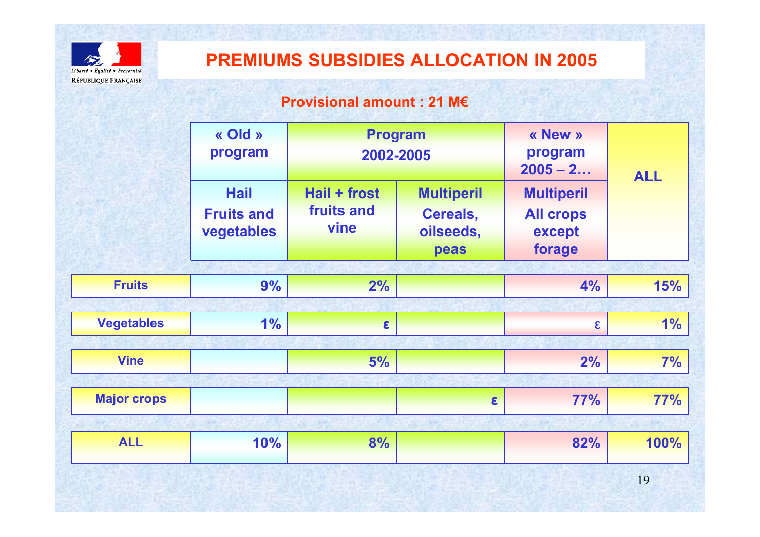# PREMIUMS SUBSIDIES ALLOCATION IN 2005

**Provisional amount : 21 M€**

| | « Old » program | Program 2002-2005 | | « New » program 2005 – 2… | ALL |
|---|---|---|---|---|---|
| | Hail Fruits and vegetables | Hail + frost fruits and vine | Multiperil Cereals, oilseeds, peas | Multiperil All crops except forage | |
| **Fruits** | 9% | 2% | | 4% | 15% |
| **Vegetables** | 1% | ε | | ε | 1% |
| **Vine** | | 5% | | 2% | 7% |
| **Major crops** | | | ε | 77% | 77% |
| **ALL** | 10% | 8% | | 82% | 100% |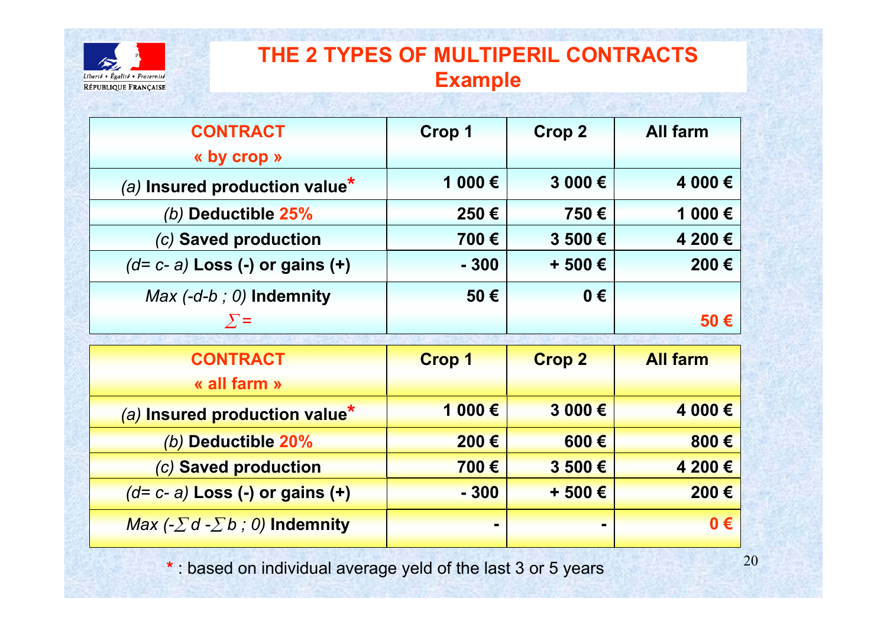# THE 2 TYPES OF MULTIPERIL CONTRACTS

## Example

| **CONTRACT « by crop »** | **Crop 1** | **Crop 2** | **All farm** |
|---|---|---|---|
| *(a)* **Insured production value*** | **1 000 €** | **3 000 €** | **4 000 €** |
| *(b)* **Deductible 25%** | **250 €** | **750 €** | **1 000 €** |
| *(c)* **Saved production** | **700 €** | **3 500 €** | **4 200 €** |
| *(d= c- a)* **Loss (-) or gains (+)** | **- 300** | **+ 500 €** | **200 €** |
| *Max (-d-b ; 0)* **Indemnity** $\sum =$ | **50 €** | **0 €** | **50 €** |

| **CONTRACT « all farm »** | **Crop 1** | **Crop 2** | **All farm** |
|---|---|---|---|
| *(a)* **Insured production value*** | **1 000 €** | **3 000 €** | **4 000 €** |
| *(b)* **Deductible 20%** | **200 €** | **600 €** | **800 €** |
| *(c)* **Saved production** | **700 €** | **3 500 €** | **4 200 €** |
| *(d= c- a)* **Loss (-) or gains (+)** | **- 300** | **+ 500 €** | **200 €** |
| *Max ($-\sum d - \sum b$ ; 0)* **Indemnity** | **-** | **-** | **0 €** |

* : based on individual average yeld of the last 3 or 5 years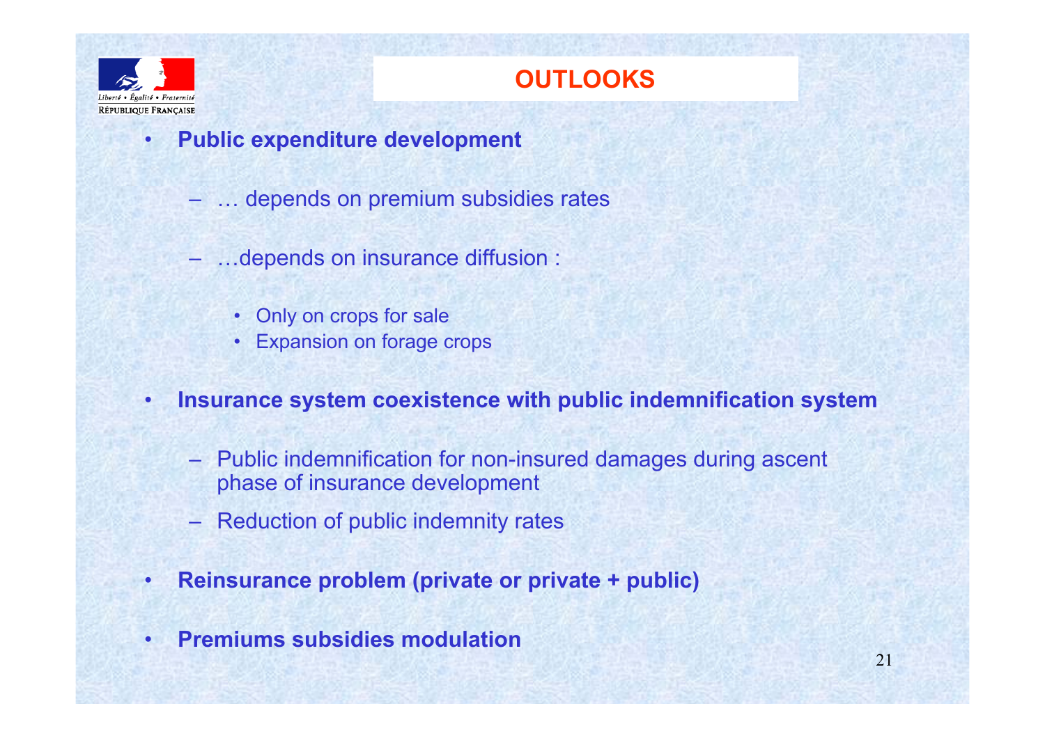# OUTLOOKS

- **Public expenditure development**
  - … depends on premium subsidies rates
  - …depends on insurance diffusion :
    - Only on crops for sale
    - Expansion on forage crops
- **Insurance system coexistence with public indemnification system**
  - Public indemnification for non-insured damages during ascent phase of insurance development
  - Reduction of public indemnity rates
- **Reinsurance problem (private or private + public)**
- **Premiums subsidies modulation**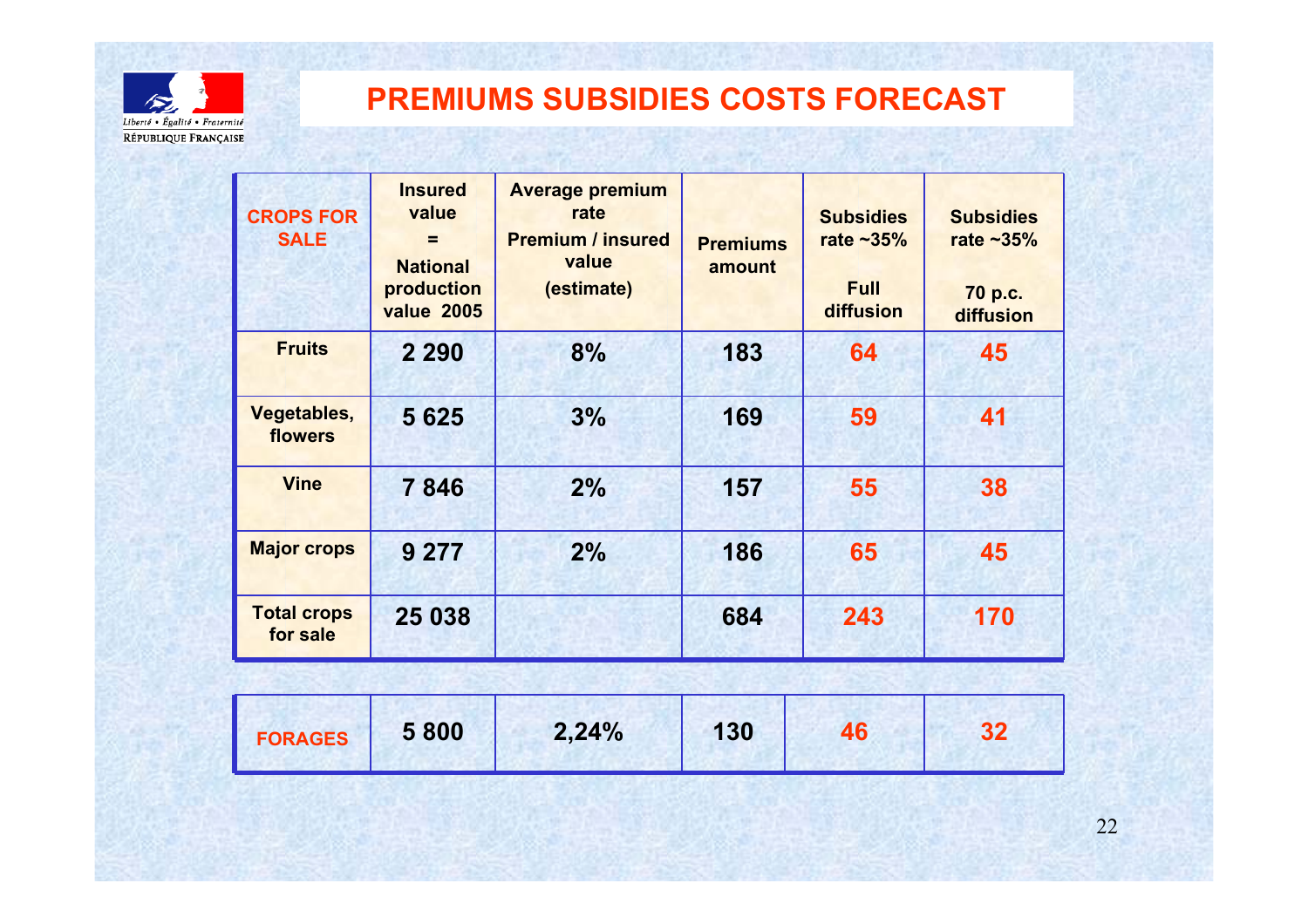# PREMIUMS SUBSIDIES COSTS FORECAST

| CROPS FOR SALE | Insured value = National production value 2005 | Average premium rate Premium / insured value (estimate) | Premiums amount | Subsidies rate ~35% Full diffusion | Subsidies rate ~35% 70 p.c. diffusion |
|---|---|---|---|---|---|
| Fruits | 2 290 | 8% | 183 | 64 | 45 |
| Vegetables, flowers | 5 625 | 3% | 169 | 59 | 41 |
| Vine | 7 846 | 2% | 157 | 55 | 38 |
| Major crops | 9 277 | 2% | 186 | 65 | 45 |
| Total crops for sale | 25 038 | | 684 | 243 | 170 |
| FORAGES | 5 800 | 2,24% | 130 | 46 | 32 |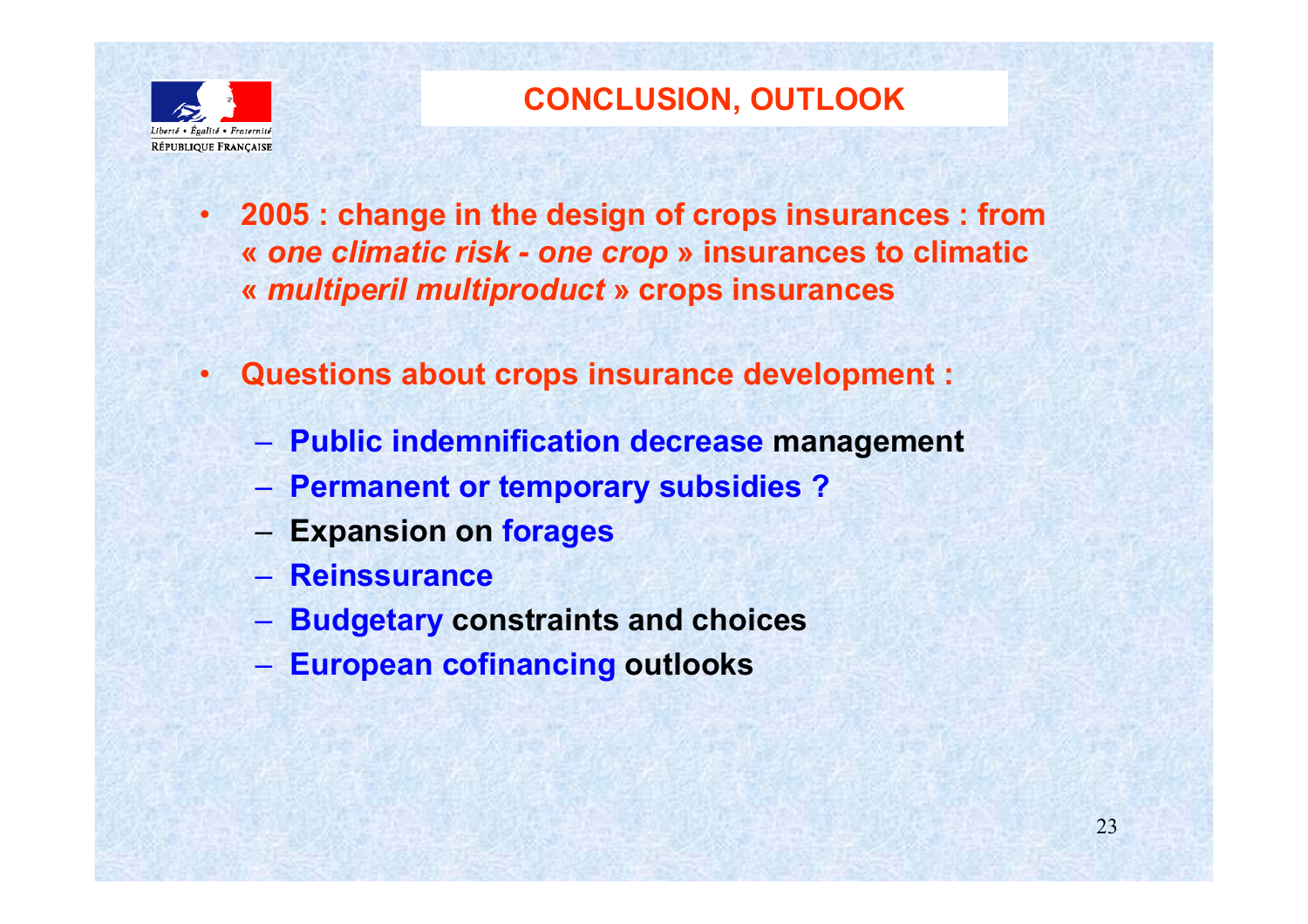# CONCLUSION, OUTLOOK

- **2005 : change in the design of crops insurances : from « *one climatic risk - one crop* » insurances to climatic « *multiperil multiproduct* » crops insurances**

- **Questions about crops insurance development :**
  - **Public indemnification decrease management**
  - **Permanent or temporary subsidies ?**
  - **Expansion on forages**
  - **Reinssurance**
  - **Budgetary constraints and choices**
  - **European cofinancing outlooks**